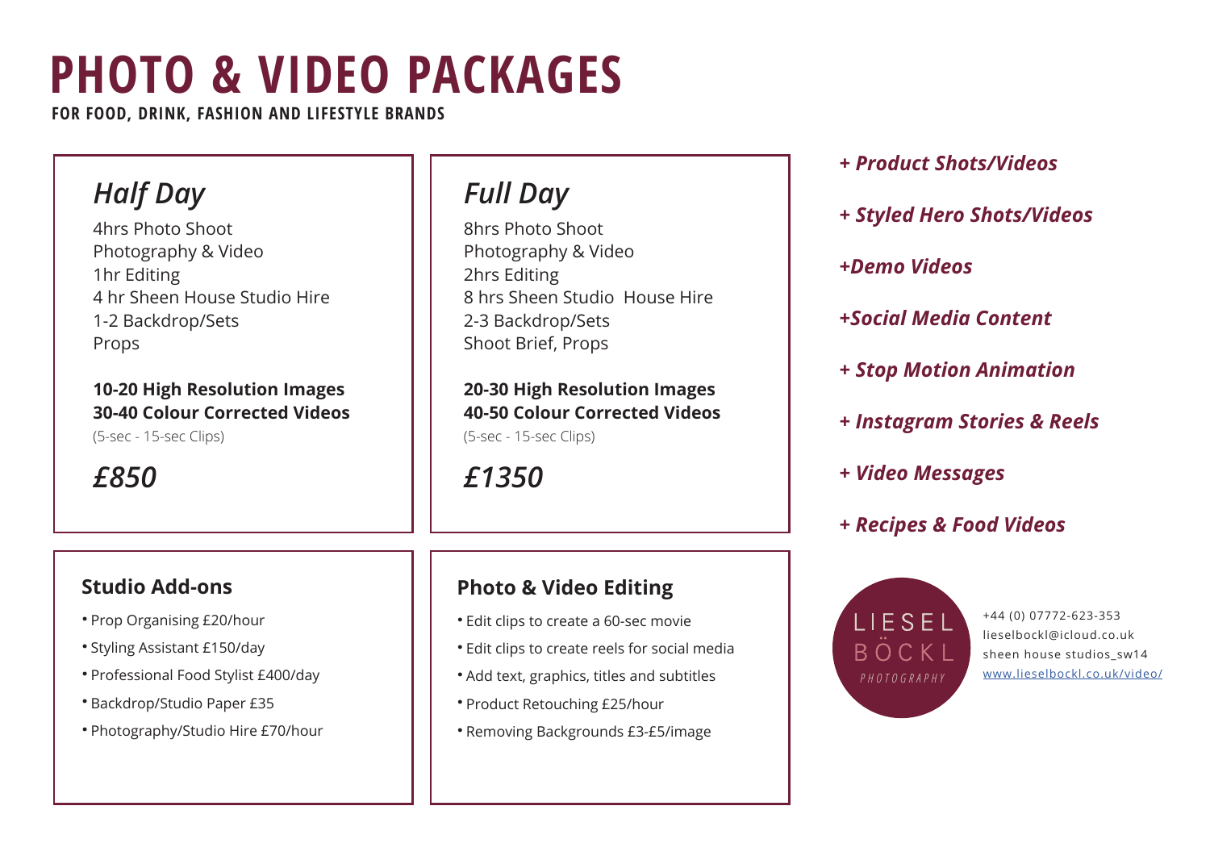# PHOTO & VIDEO PACKAGES

**FOR FOOD, DRINK, FASHION AND LIFESTYLE BRANDS**

## *Half Day*

4hrs Photo Shoot
Photography & Video
1hr Editing
4 hr Sheen House Studio Hire
1-2 Backdrop/Sets
Props

**10-20 High Resolution Images**
**30-40 Colour Corrected Videos**
(5-sec - 15-sec Clips)

***£850***

## *Full Day*

8hrs Photo Shoot
Photography & Video
2hrs Editing
8 hrs Sheen Studio House Hire
2-3 Backdrop/Sets
Shoot Brief, Props

**20-30 High Resolution Images**
**40-50 Colour Corrected Videos**
(5-sec - 15-sec Clips)

***£1350***

***+ Product Shots/Videos***

***+ Styled Hero Shots/Videos***

***+Demo Videos***

***+Social Media Content***

***+ Stop Motion Animation***

***+ Instagram Stories & Reels***

***+ Video Messages***

***+ Recipes & Food Videos***

### Studio Add-ons

- Prop Organising £20/hour
- Styling Assistant £150/day
- Professional Food Stylist £400/day
- Backdrop/Studio Paper £35
- Photography/Studio Hire £70/hour

### Photo & Video Editing

- Edit clips to create a 60-sec movie
- Edit clips to create reels for social media
- Add text, graphics, titles and subtitles
- Product Retouching £25/hour
- Removing Backgrounds £3-£5/image

LIESEL BÖCKL *PHOTOGRAPHY*

+44 (0) 07772-623-353
lieselbockl@icloud.co.uk
sheen house studios_sw14
[www.lieselbockl.co.uk/video/](http://www.lieselbockl.co.uk/video/)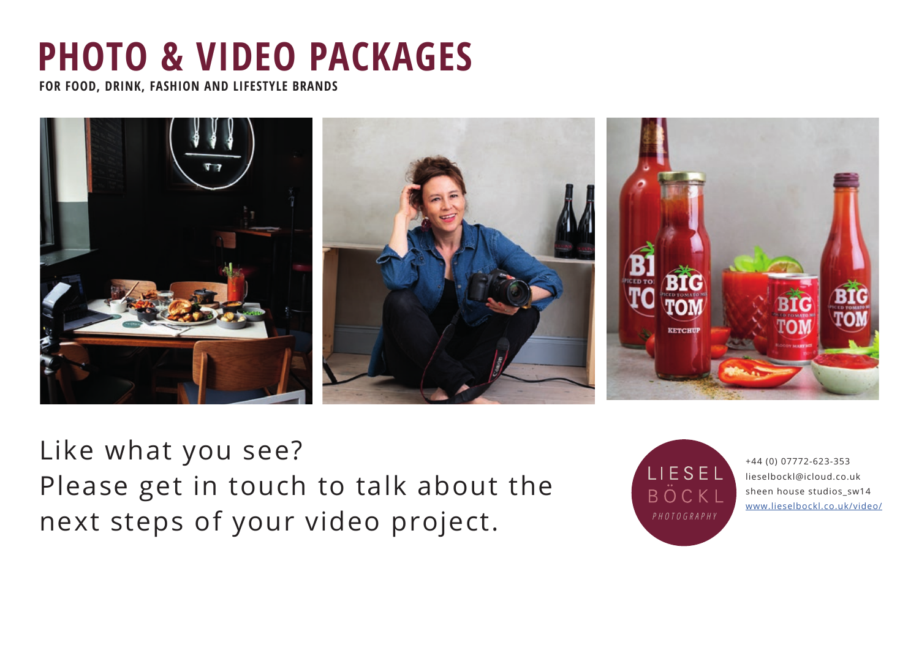# PHOTO & VIDEO PACKAGES

**FOR FOOD, DRINK, FASHION AND LIFESTYLE BRANDS**

Like what you see?
Please get in touch to talk about the next steps of your video project.

LIESEL BÖCKL
*PHOTOGRAPHY*

+44 (0) 07772-623-353
lieselbockl@icloud.co.uk
sheen house studios_sw14
www.lieselbockl.co.uk/video/